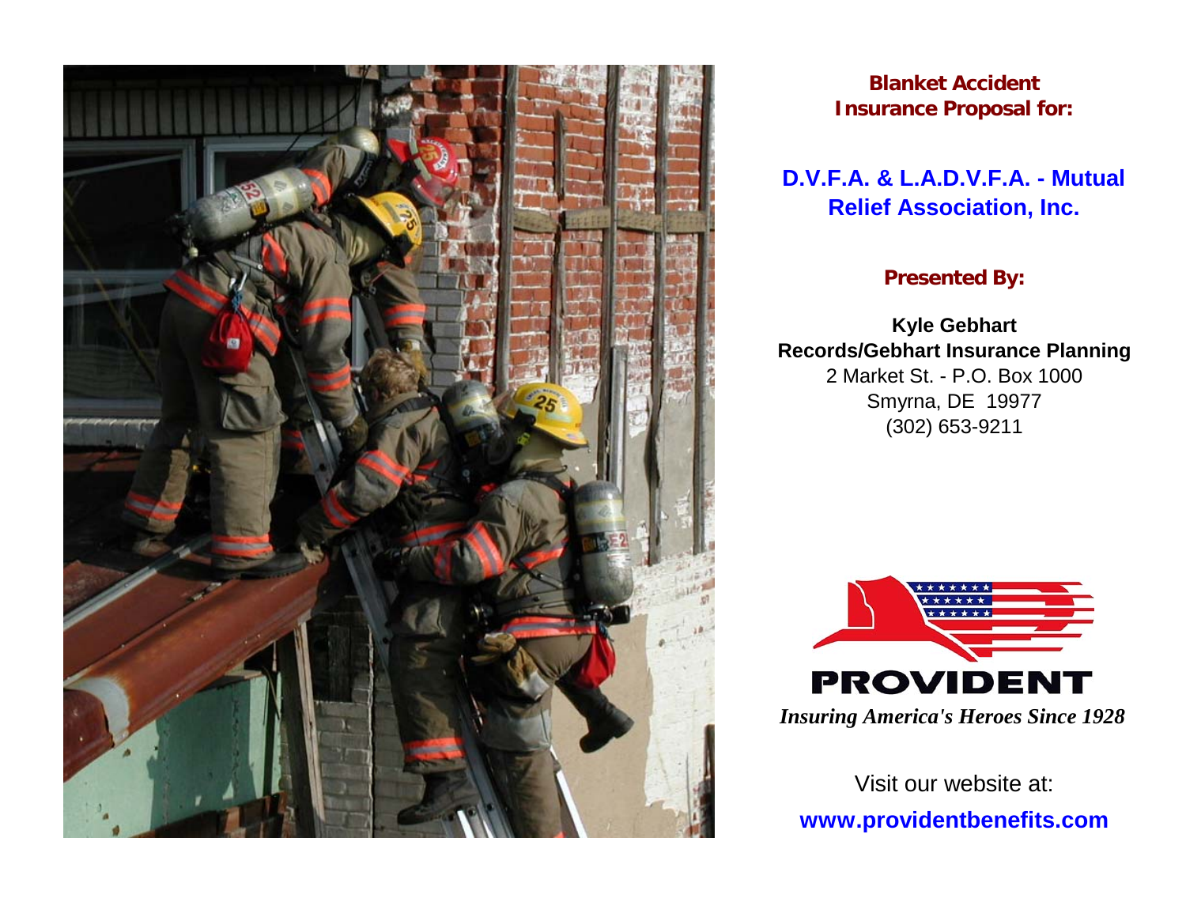**Blanket Accident Insurance Proposal for:**

## D.V.F.A. & L.A.D.V.F.A. - Mutual Relief Association, Inc.

**Presented By:**

**Kyle Gebhart**
**Records/Gebhart Insurance Planning**
2 Market St. - P.O. Box 1000
Smyrna, DE 19977
(302) 653-9211

**PROVIDENT**
*Insuring America's Heroes Since 1928*

Visit our website at:
**www.providentbenefits.com**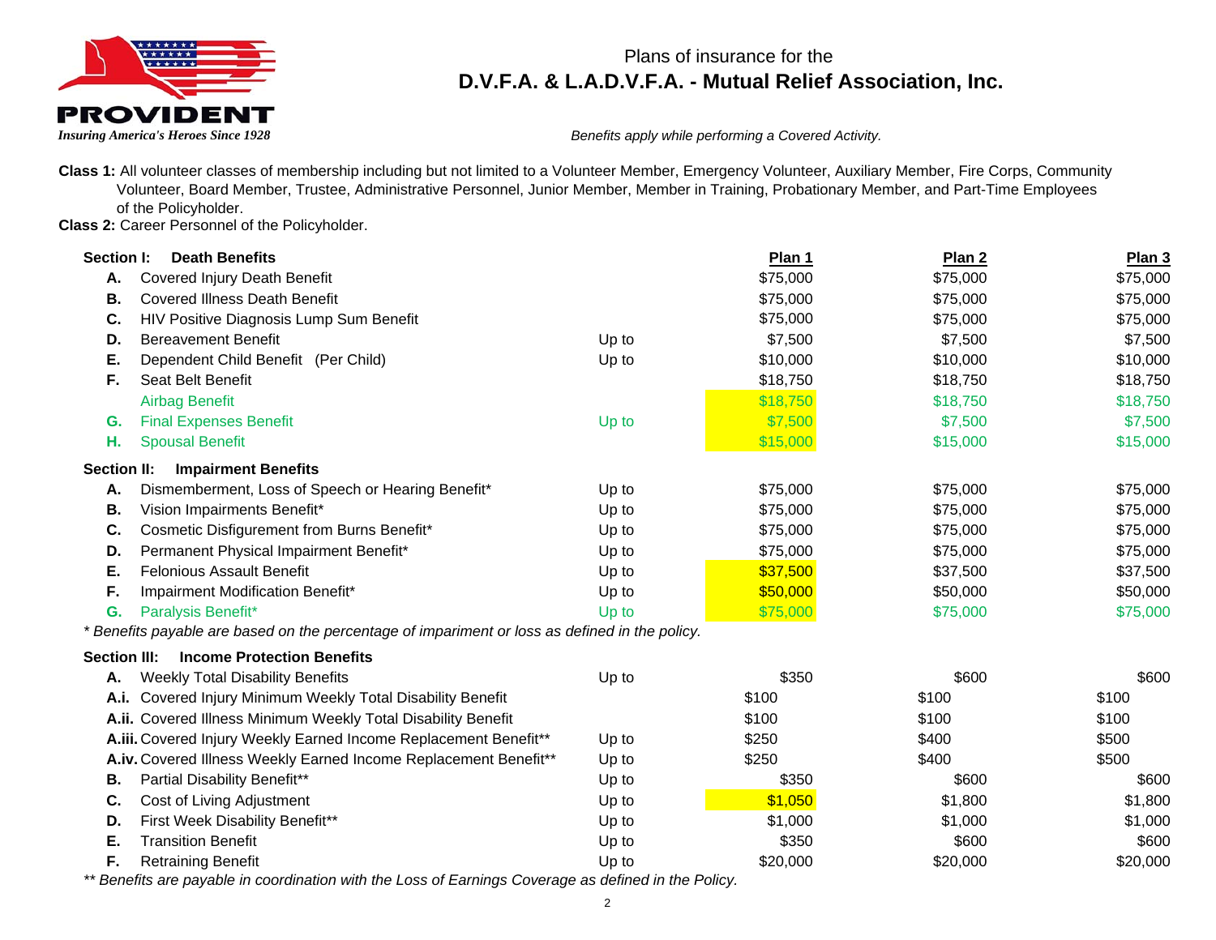PROVIDENT

*Insuring America's Heroes Since 1928*

# Plans of insurance for the
## D.V.F.A. & L.A.D.V.F.A. - Mutual Relief Association, Inc.

*Benefits apply while performing a Covered Activity.*

**Class 1:** All volunteer classes of membership including but not limited to a Volunteer Member, Emergency Volunteer, Auxiliary Member, Fire Corps, Community Volunteer, Board Member, Trustee, Administrative Personnel, Junior Member, Member in Training, Probationary Member, and Part-Time Employees of the Policyholder.

**Class 2:** Career Personnel of the Policyholder.

| | **Section I: Death Benefits** | | **Plan 1** | **Plan 2** | **Plan 3** |
|---|---|---|---|---|---|
| **A.** | Covered Injury Death Benefit | | $75,000 | $75,000 | $75,000 |
| **B.** | Covered Illness Death Benefit | | $75,000 | $75,000 | $75,000 |
| **C.** | HIV Positive Diagnosis Lump Sum Benefit | | $75,000 | $75,000 | $75,000 |
| **D.** | Bereavement Benefit | Up to | $7,500 | $7,500 | $7,500 |
| **E.** | Dependent Child Benefit (Per Child) | Up to | $10,000 | $10,000 | $10,000 |
| **F.** | Seat Belt Benefit | | $18,750 | $18,750 | $18,750 |
| | Airbag Benefit | | $18,750 | $18,750 | $18,750 |
| **G.** | Final Expenses Benefit | Up to | $7,500 | $7,500 | $7,500 |
| **H.** | Spousal Benefit | | $15,000 | $15,000 | $15,000 |

| | **Section II: Impairment Benefits** | | **Plan 1** | **Plan 2** | **Plan 3** |
|---|---|---|---|---|---|
| **A.** | Dismemberment, Loss of Speech or Hearing Benefit* | Up to | $75,000 | $75,000 | $75,000 |
| **B.** | Vision Impairments Benefit* | Up to | $75,000 | $75,000 | $75,000 |
| **C.** | Cosmetic Disfigurement from Burns Benefit* | Up to | $75,000 | $75,000 | $75,000 |
| **D.** | Permanent Physical Impairment Benefit* | Up to | $75,000 | $75,000 | $75,000 |
| **E.** | Felonious Assault Benefit | Up to | $37,500 | $37,500 | $37,500 |
| **F.** | Impairment Modification Benefit* | Up to | $50,000 | $50,000 | $50,000 |
| **G.** | Paralysis Benefit* | Up to | $75,000 | $75,000 | $75,000 |

*\* Benefits payable are based on the percentage of impariment or loss as defined in the policy.*

| | **Section III: Income Protection Benefits** | | **Plan 1** | **Plan 2** | **Plan 3** |
|---|---|---|---|---|---|
| **A.** | Weekly Total Disability Benefits | Up to | $350 | $600 | $600 |
| **A.i.** | Covered Injury Minimum Weekly Total Disability Benefit | | $100 | $100 | $100 |
| **A.ii.** | Covered Illness Minimum Weekly Total Disability Benefit | | $100 | $100 | $100 |
| **A.iii.** | Covered Injury Weekly Earned Income Replacement Benefit** | Up to | $250 | $400 | $500 |
| **A.iv.** | Covered Illness Weekly Earned Income Replacement Benefit** | Up to | $250 | $400 | $500 |
| **B.** | Partial Disability Benefit** | Up to | $350 | $600 | $600 |
| **C.** | Cost of Living Adjustment | Up to | $1,050 | $1,800 | $1,800 |
| **D.** | First Week Disability Benefit** | Up to | $1,000 | $1,000 | $1,000 |
| **E.** | Transition Benefit | Up to | $350 | $600 | $600 |
| **F.** | Retraining Benefit | Up to | $20,000 | $20,000 | $20,000 |

*\*\* Benefits are payable in coordination with the Loss of Earnings Coverage as defined in the Policy.*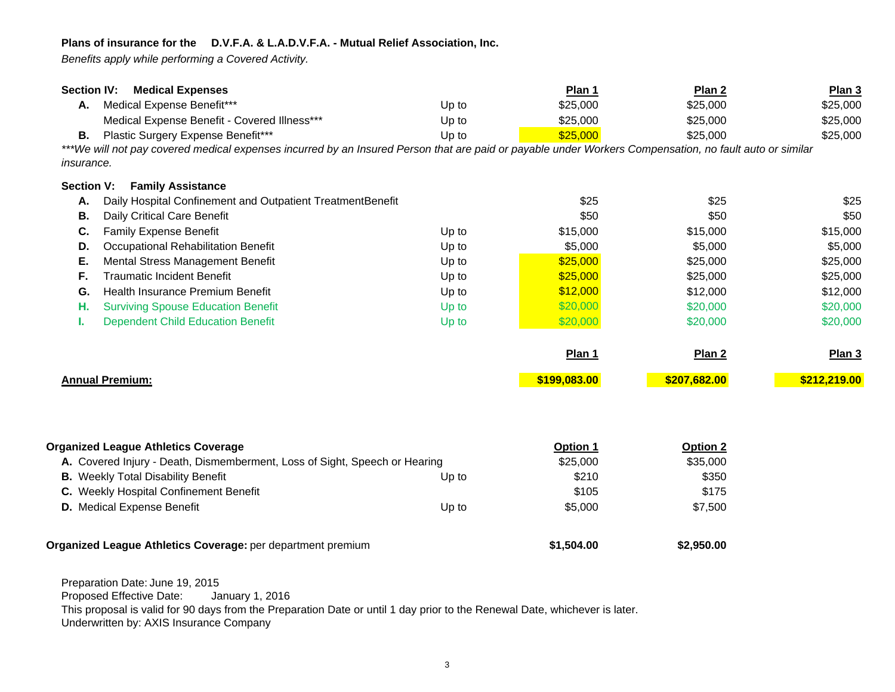**Plans of insurance for the D.V.F.A. & L.A.D.V.F.A. - Mutual Relief Association, Inc.**

*Benefits apply while performing a Covered Activity.*

| **Section IV: Medical Expenses** | | | **Plan 1** | **Plan 2** | **Plan 3** |
|---|---|---|---|---|---|
| **A.** | Medical Expense Benefit*** | Up to | $25,000 | $25,000 | $25,000 |
| | Medical Expense Benefit - Covered Illness*** | Up to | $25,000 | $25,000 | $25,000 |
| **B.** | Plastic Surgery Expense Benefit*** | Up to | $25,000 | $25,000 | $25,000 |

****We will not pay covered medical expenses incurred by an Insured Person that are paid or payable under Workers Compensation, no fault auto or similar insurance.*

| **Section V: Family Assistance** | | | | | |
|---|---|---|---|---|---|
| **A.** | Daily Hospital Confinement and Outpatient TreatmentBenefit | | $25 | $25 | $25 |
| **B.** | Daily Critical Care Benefit | | $50 | $50 | $50 |
| **C.** | Family Expense Benefit | Up to | $15,000 | $15,000 | $15,000 |
| **D.** | Occupational Rehabilitation Benefit | Up to | $5,000 | $5,000 | $5,000 |
| **E.** | Mental Stress Management Benefit | Up to | $25,000 | $25,000 | $25,000 |
| **F.** | Traumatic Incident Benefit | Up to | $25,000 | $25,000 | $25,000 |
| **G.** | Health Insurance Premium Benefit | Up to | $12,000 | $12,000 | $12,000 |
| **H.** | Surviving Spouse Education Benefit | Up to | $20,000 | $20,000 | $20,000 |
| **I.** | Dependent Child Education Benefit | Up to | $20,000 | $20,000 | $20,000 |

| | **Plan 1** | **Plan 2** | **Plan 3** |
|---|---|---|---|
| **Annual Premium:** | **$199,083.00** | **$207,682.00** | **$212,219.00** |

| **Organized League Athletics Coverage** | | **Option 1** | **Option 2** |
|---|---|---|---|
| **A.** Covered Injury - Death, Dismemberment, Loss of Sight, Speech or Hearing | | $25,000 | $35,000 |
| **B.** Weekly Total Disability Benefit | Up to | $210 | $350 |
| **C.** Weekly Hospital Confinement Benefit | | $105 | $175 |
| **D.** Medical Expense Benefit | Up to | $5,000 | $7,500 |

| **Organized League Athletics Coverage:** per department premium | **$1,504.00** | **$2,950.00** |
|---|---|---|

Preparation Date: June 19, 2015
Proposed Effective Date: January 1, 2016
This proposal is valid for 90 days from the Preparation Date or until 1 day prior to the Renewal Date, whichever is later.
Underwritten by: AXIS Insurance Company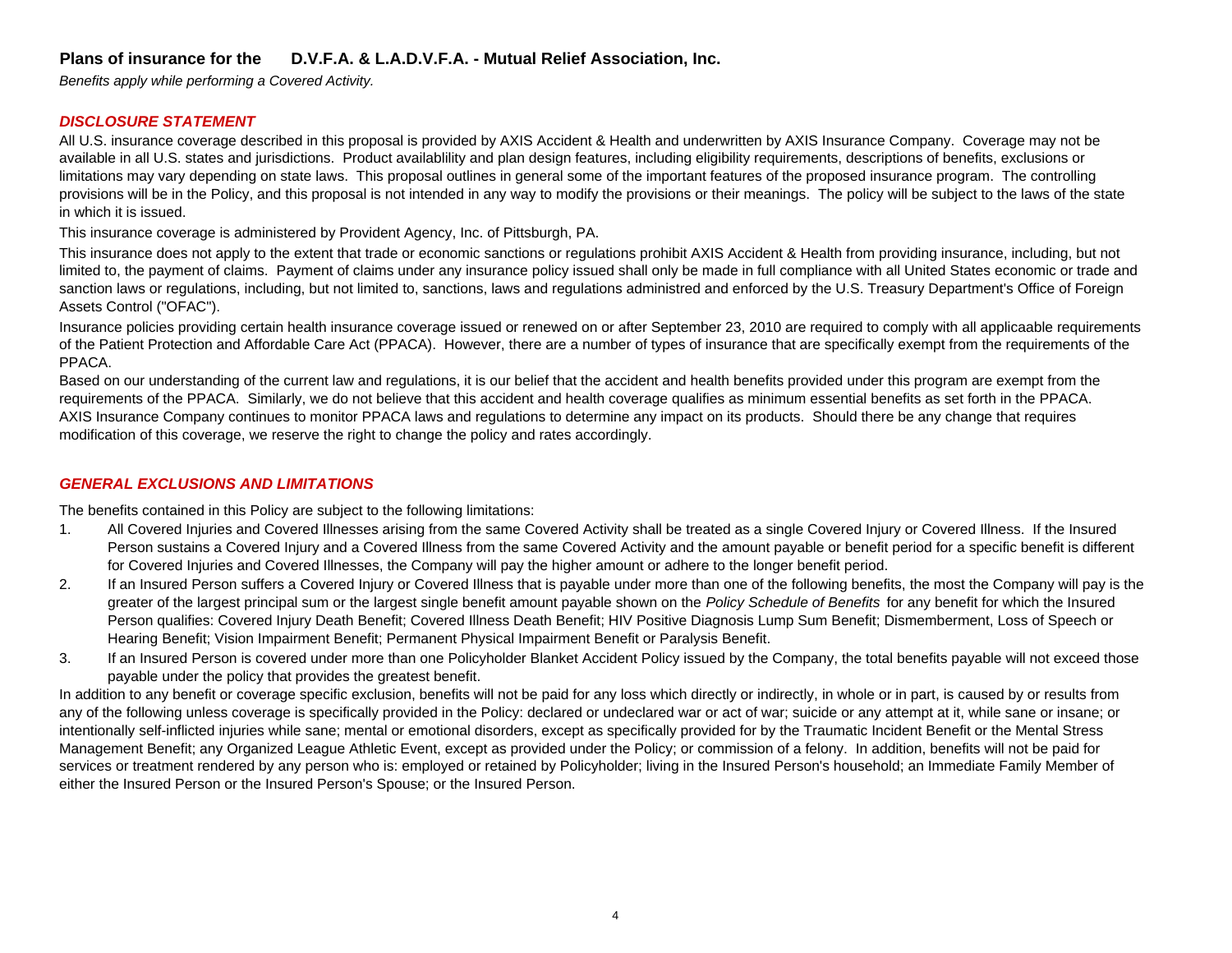**Plans of insurance for the D.V.F.A. & L.A.D.V.F.A. - Mutual Relief Association, Inc.**

*Benefits apply while performing a Covered Activity.*

## *DISCLOSURE STATEMENT*

All U.S. insurance coverage described in this proposal is provided by AXIS Accident & Health and underwritten by AXIS Insurance Company. Coverage may not be available in all U.S. states and jurisdictions. Product availablility and plan design features, including eligibility requirements, descriptions of benefits, exclusions or limitations may vary depending on state laws. This proposal outlines in general some of the important features of the proposed insurance program. The controlling provisions will be in the Policy, and this proposal is not intended in any way to modify the provisions or their meanings. The policy will be subject to the laws of the state in which it is issued.

This insurance coverage is administered by Provident Agency, Inc. of Pittsburgh, PA.

This insurance does not apply to the extent that trade or economic sanctions or regulations prohibit AXIS Accident & Health from providing insurance, including, but not limited to, the payment of claims. Payment of claims under any insurance policy issued shall only be made in full compliance with all United States economic or trade and sanction laws or regulations, including, but not limited to, sanctions, laws and regulations administred and enforced by the U.S. Treasury Department's Office of Foreign Assets Control ("OFAC").

Insurance policies providing certain health insurance coverage issued or renewed on or after September 23, 2010 are required to comply with all applicaable requirements of the Patient Protection and Affordable Care Act (PPACA). However, there are a number of types of insurance that are specifically exempt from the requirements of the PPACA.

Based on our understanding of the current law and regulations, it is our belief that the accident and health benefits provided under this program are exempt from the requirements of the PPACA. Similarly, we do not believe that this accident and health coverage qualifies as minimum essential benefits as set forth in the PPACA. AXIS Insurance Company continues to monitor PPACA laws and regulations to determine any impact on its products. Should there be any change that requires modification of this coverage, we reserve the right to change the policy and rates accordingly.

## *GENERAL EXCLUSIONS AND LIMITATIONS*

The benefits contained in this Policy are subject to the following limitations:

1. All Covered Injuries and Covered Illnesses arising from the same Covered Activity shall be treated as a single Covered Injury or Covered Illness. If the Insured Person sustains a Covered Injury and a Covered Illness from the same Covered Activity and the amount payable or benefit period for a specific benefit is different for Covered Injuries and Covered Illnesses, the Company will pay the higher amount or adhere to the longer benefit period.
2. If an Insured Person suffers a Covered Injury or Covered Illness that is payable under more than one of the following benefits, the most the Company will pay is the greater of the largest principal sum or the largest single benefit amount payable shown on the *Policy Schedule of Benefits* for any benefit for which the Insured Person qualifies: Covered Injury Death Benefit; Covered Illness Death Benefit; HIV Positive Diagnosis Lump Sum Benefit; Dismemberment, Loss of Speech or Hearing Benefit; Vision Impairment Benefit; Permanent Physical Impairment Benefit or Paralysis Benefit.
3. If an Insured Person is covered under more than one Policyholder Blanket Accident Policy issued by the Company, the total benefits payable will not exceed those payable under the policy that provides the greatest benefit.

In addition to any benefit or coverage specific exclusion, benefits will not be paid for any loss which directly or indirectly, in whole or in part, is caused by or results from any of the following unless coverage is specifically provided in the Policy: declared or undeclared war or act of war; suicide or any attempt at it, while sane or insane; or intentionally self-inflicted injuries while sane; mental or emotional disorders, except as specifically provided for by the Traumatic Incident Benefit or the Mental Stress Management Benefit; any Organized League Athletic Event, except as provided under the Policy; or commission of a felony. In addition, benefits will not be paid for services or treatment rendered by any person who is: employed or retained by Policyholder; living in the Insured Person's household; an Immediate Family Member of either the Insured Person or the Insured Person's Spouse; or the Insured Person.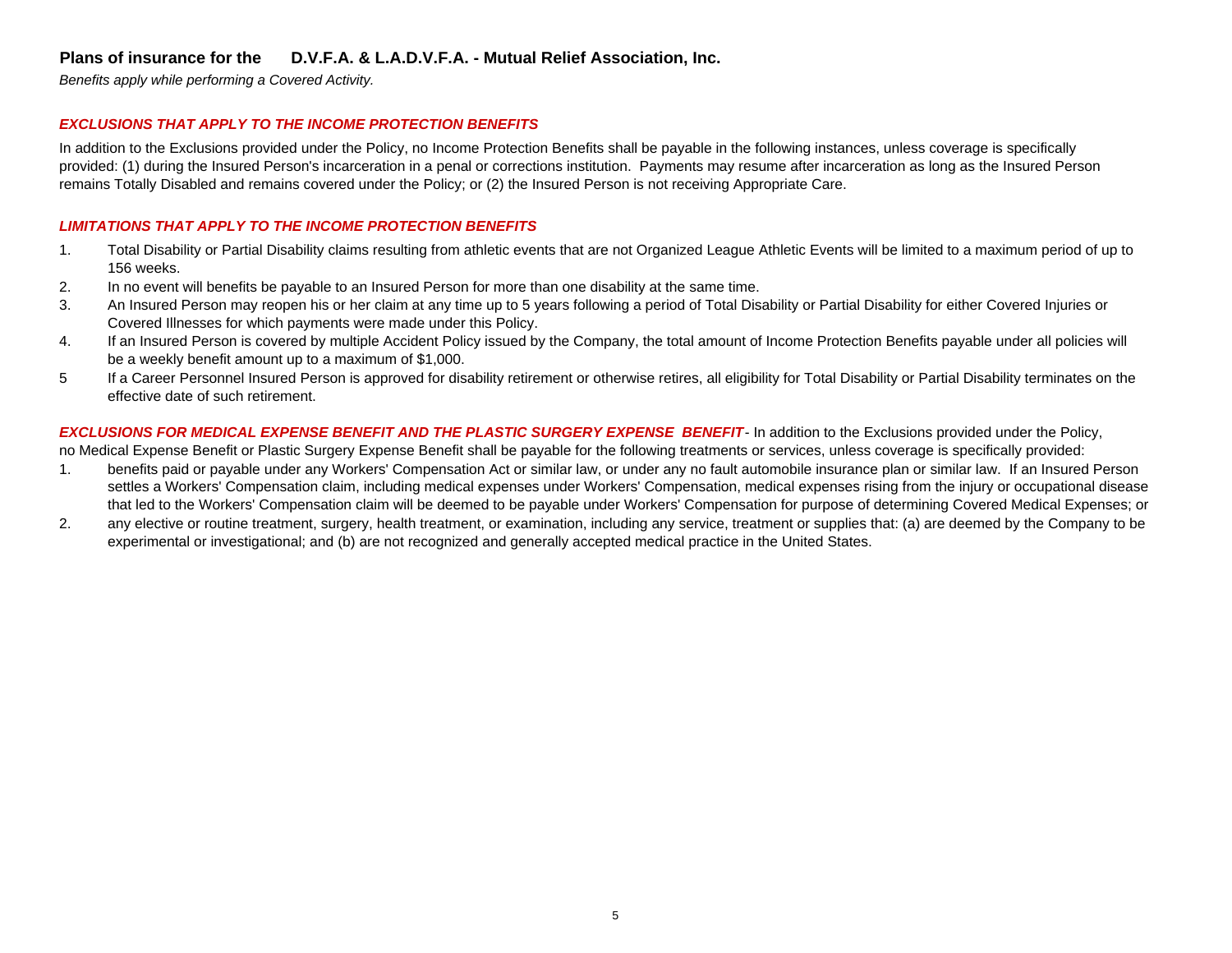**Plans of insurance for the D.V.F.A. & L.A.D.V.F.A. - Mutual Relief Association, Inc.**

*Benefits apply while performing a Covered Activity.*

***EXCLUSIONS THAT APPLY TO THE INCOME PROTECTION BENEFITS***

In addition to the Exclusions provided under the Policy, no Income Protection Benefits shall be payable in the following instances, unless coverage is specifically provided: (1) during the Insured Person's incarceration in a penal or corrections institution. Payments may resume after incarceration as long as the Insured Person remains Totally Disabled and remains covered under the Policy; or (2) the Insured Person is not receiving Appropriate Care.

***LIMITATIONS THAT APPLY TO THE INCOME PROTECTION BENEFITS***

1. Total Disability or Partial Disability claims resulting from athletic events that are not Organized League Athletic Events will be limited to a maximum period of up to 156 weeks.
2. In no event will benefits be payable to an Insured Person for more than one disability at the same time.
3. An Insured Person may reopen his or her claim at any time up to 5 years following a period of Total Disability or Partial Disability for either Covered Injuries or Covered Illnesses for which payments were made under this Policy.
4. If an Insured Person is covered by multiple Accident Policy issued by the Company, the total amount of Income Protection Benefits payable under all policies will be a weekly benefit amount up to a maximum of $1,000.
5. If a Career Personnel Insured Person is approved for disability retirement or otherwise retires, all eligibility for Total Disability or Partial Disability terminates on the effective date of such retirement.

***EXCLUSIONS FOR MEDICAL EXPENSE BENEFIT AND THE PLASTIC SURGERY EXPENSE BENEFIT*** - In addition to the Exclusions provided under the Policy, no Medical Expense Benefit or Plastic Surgery Expense Benefit shall be payable for the following treatments or services, unless coverage is specifically provided:

1. benefits paid or payable under any Workers' Compensation Act or similar law, or under any no fault automobile insurance plan or similar law. If an Insured Person settles a Workers' Compensation claim, including medical expenses under Workers' Compensation, medical expenses rising from the injury or occupational disease that led to the Workers' Compensation claim will be deemed to be payable under Workers' Compensation for purpose of determining Covered Medical Expenses; or
2. any elective or routine treatment, surgery, health treatment, or examination, including any service, treatment or supplies that: (a) are deemed by the Company to be experimental or investigational; and (b) are not recognized and generally accepted medical practice in the United States.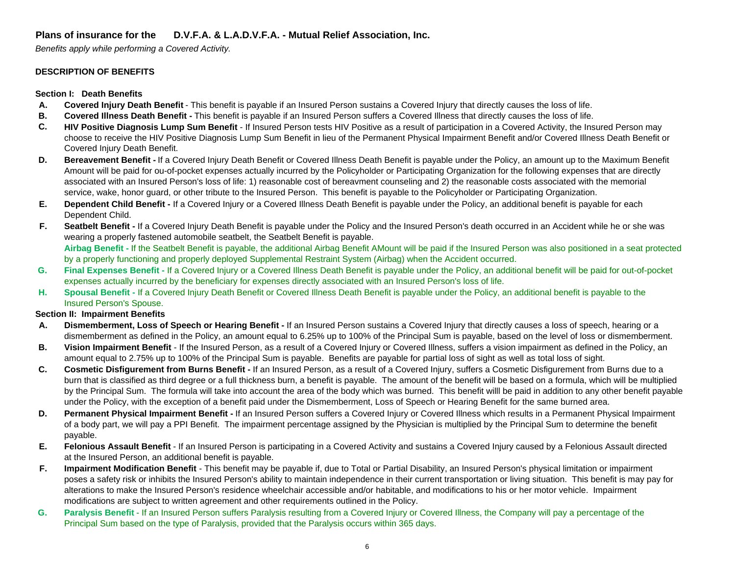**Plans of insurance for the D.V.F.A. & L.A.D.V.F.A. - Mutual Relief Association, Inc.**

*Benefits apply while performing a Covered Activity.*

**DESCRIPTION OF BENEFITS**

**Section I: Death Benefits**

- **A. Covered Injury Death Benefit** - This benefit is payable if an Insured Person sustains a Covered Injury that directly causes the loss of life.
- **B. Covered Illness Death Benefit -** This benefit is payable if an Insured Person suffers a Covered Illness that directly causes the loss of life.
- **C. HIV Positive Diagnosis Lump Sum Benefit** - If Insured Person tests HIV Positive as a result of participation in a Covered Activity, the Insured Person may choose to receive the HIV Positive Diagnosis Lump Sum Benefit in lieu of the Permanent Physical Impairment Benefit and/or Covered Illness Death Benefit or Covered Injury Death Benefit.
- **D. Bereavement Benefit -** If a Covered Injury Death Benefit or Covered Illness Death Benefit is payable under the Policy, an amount up to the Maximum Benefit Amount will be paid for ou-of-pocket expenses actually incurred by the Policyholder or Participating Organization for the following expenses that are directly associated with an Insured Person's loss of life: 1) reasonable cost of bereavment counseling and 2) the reasonable costs associated with the memorial service, wake, honor guard, or other tribute to the Insured Person. This benefit is payable to the Policyholder or Participating Organization.
- **E. Dependent Child Benefit -** If a Covered Injury or a Covered Illness Death Benefit is payable under the Policy, an additional benefit is payable for each Dependent Child.
- **F. Seatbelt Benefit -** If a Covered Injury Death Benefit is payable under the Policy and the Insured Person's death occurred in an Accident while he or she was wearing a properly fastened automobile seatbelt, the Seatbelt Benefit is payable.
  **Airbag Benefit -** If the Seatbelt Benefit is payable, the additional Airbag Benefit AMount will be paid if the Insured Person was also positioned in a seat protected by a properly functioning and properly deployed Supplemental Restraint System (Airbag) when the Accident occurred.
- **G. Final Expenses Benefit -** If a Covered Injury or a Covered Illness Death Benefit is payable under the Policy, an additional benefit will be paid for out-of-pocket expenses actually incurred by the beneficiary for expenses directly associated with an Insured Person's loss of life.
- **H. Spousal Benefit -** If a Covered Injury Death Benefit or Covered Illness Death Benefit is payable under the Policy, an additional benefit is payable to the Insured Person's Spouse.

**Section II: Impairment Benefits**

- **A. Dismemberment, Loss of Speech or Hearing Benefit -** If an Insured Person sustains a Covered Injury that directly causes a loss of speech, hearing or a dismemberment as defined in the Policy, an amount equal to 6.25% up to 100% of the Principal Sum is payable, based on the level of loss or dismemberment.
- **B. Vision Impairment Benefit** - If the Insured Person, as a result of a Covered Injury or Covered Illness, suffers a vision impairment as defined in the Policy, an amount equal to 2.75% up to 100% of the Principal Sum is payable. Benefits are payable for partial loss of sight as well as total loss of sight.
- **C. Cosmetic Disfigurement from Burns Benefit -** If an Insured Person, as a result of a Covered Injury, suffers a Cosmetic Disfigurement from Burns due to a burn that is classified as third degree or a full thickness burn, a benefit is payable. The amount of the benefit will be based on a formula, which will be multiplied by the Principal Sum. The formula will take into account the area of the body which was burned. This benefit willl be paid in addition to any other benefit payable under the Policy, with the exception of a benefit paid under the Dismemberment, Loss of Speech or Hearing Benefit for the same burned area.
- **D. Permanent Physical Impairment Benefit -** If an Insured Person suffers a Covered Injury or Covered Illness which results in a Permanent Physical Impairment of a body part, we will pay a PPI Benefit. The impairment percentage assigned by the Physician is multiplied by the Principal Sum to determine the benefit payable.
- **E. Felonious Assault Benefit** - If an Insured Person is participating in a Covered Activity and sustains a Covered Injury caused by a Felonious Assault directed at the Insured Person, an additional benefit is payable.
- **F. Impairment Modification Benefit** - This benefit may be payable if, due to Total or Partial Disability, an Insured Person's physical limitation or impairment poses a safety risk or inhibits the Insured Person's ability to maintain independence in their current transportation or living situation. This benefit is may pay for alterations to make the Insured Person's residence wheelchair accessible and/or habitable, and modifications to his or her motor vehicle. Impairment modifications are subject to written agreement and other requirements outlined in the Policy.
- **G. Paralysis Benefit** - If an Insured Person suffers Paralysis resulting from a Covered Injury or Covered Illness, the Company will pay a percentage of the Principal Sum based on the type of Paralysis, provided that the Paralysis occurs within 365 days.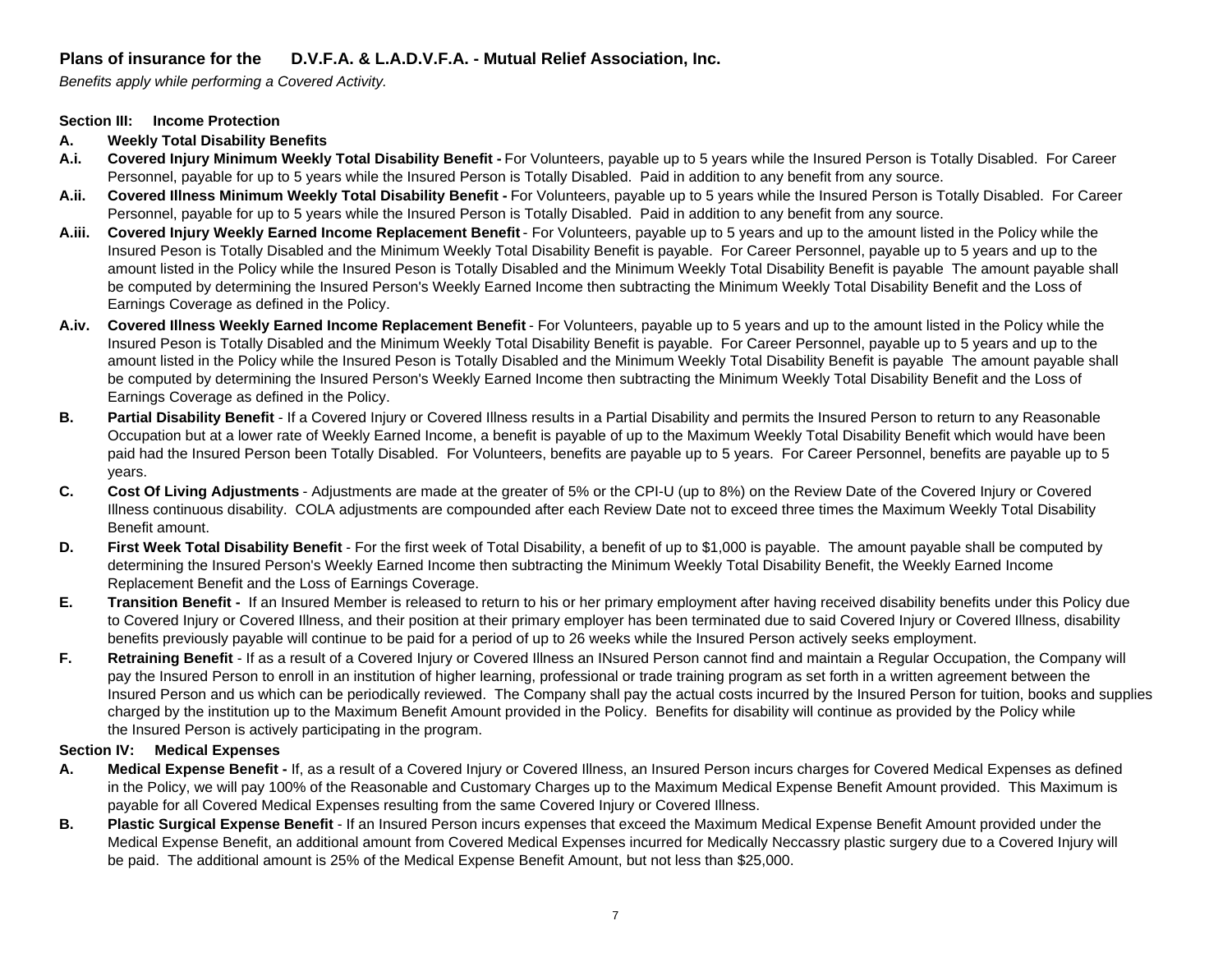## Plans of insurance for the D.V.F.A. & L.A.D.V.F.A. - Mutual Relief Association, Inc.

*Benefits apply while performing a Covered Activity.*

### Section III: Income Protection

**A. Weekly Total Disability Benefits**

**A.i. Covered Injury Minimum Weekly Total Disability Benefit -** For Volunteers, payable up to 5 years while the Insured Person is Totally Disabled. For Career Personnel, payable for up to 5 years while the Insured Person is Totally Disabled. Paid in addition to any benefit from any source.

**A.ii. Covered Illness Minimum Weekly Total Disability Benefit -** For Volunteers, payable up to 5 years while the Insured Person is Totally Disabled. For Career Personnel, payable for up to 5 years while the Insured Person is Totally Disabled. Paid in addition to any benefit from any source.

**A.iii. Covered Injury Weekly Earned Income Replacement Benefit** - For Volunteers, payable up to 5 years and up to the amount listed in the Policy while the Insured Peson is Totally Disabled and the Minimum Weekly Total Disability Benefit is payable. For Career Personnel, payable up to 5 years and up to the amount listed in the Policy while the Insured Peson is Totally Disabled and the Minimum Weekly Total Disability Benefit is payable The amount payable shall be computed by determining the Insured Person's Weekly Earned Income then subtracting the Minimum Weekly Total Disability Benefit and the Loss of Earnings Coverage as defined in the Policy.

**A.iv. Covered Illness Weekly Earned Income Replacement Benefit** - For Volunteers, payable up to 5 years and up to the amount listed in the Policy while the Insured Peson is Totally Disabled and the Minimum Weekly Total Disability Benefit is payable. For Career Personnel, payable up to 5 years and up to the amount listed in the Policy while the Insured Peson is Totally Disabled and the Minimum Weekly Total Disability Benefit is payable The amount payable shall be computed by determining the Insured Person's Weekly Earned Income then subtracting the Minimum Weekly Total Disability Benefit and the Loss of Earnings Coverage as defined in the Policy.

**B. Partial Disability Benefit** - If a Covered Injury or Covered Illness results in a Partial Disability and permits the Insured Person to return to any Reasonable Occupation but at a lower rate of Weekly Earned Income, a benefit is payable of up to the Maximum Weekly Total Disability Benefit which would have been paid had the Insured Person been Totally Disabled. For Volunteers, benefits are payable up to 5 years. For Career Personnel, benefits are payable up to 5 years.

**C. Cost Of Living Adjustments** - Adjustments are made at the greater of 5% or the CPI-U (up to 8%) on the Review Date of the Covered Injury or Covered Illness continuous disability. COLA adjustments are compounded after each Review Date not to exceed three times the Maximum Weekly Total Disability Benefit amount.

**D. First Week Total Disability Benefit** - For the first week of Total Disability, a benefit of up to $1,000 is payable. The amount payable shall be computed by determining the Insured Person's Weekly Earned Income then subtracting the Minimum Weekly Total Disability Benefit, the Weekly Earned Income Replacement Benefit and the Loss of Earnings Coverage.

**E. Transition Benefit -** If an Insured Member is released to return to his or her primary employment after having received disability benefits under this Policy due to Covered Injury or Covered Illness, and their position at their primary employer has been terminated due to said Covered Injury or Covered Illness, disability benefits previously payable will continue to be paid for a period of up to 26 weeks while the Insured Person actively seeks employment.

**F. Retraining Benefit** - If as a result of a Covered Injury or Covered Illness an INsured Person cannot find and maintain a Regular Occupation, the Company will pay the Insured Person to enroll in an institution of higher learning, professional or trade training program as set forth in a written agreement between the Insured Person and us which can be periodically reviewed. The Company shall pay the actual costs incurred by the Insured Person for tuition, books and supplies charged by the institution up to the Maximum Benefit Amount provided in the Policy. Benefits for disability will continue as provided by the Policy while the Insured Person is actively participating in the program.

### Section IV: Medical Expenses

**A. Medical Expense Benefit -** If, as a result of a Covered Injury or Covered Illness, an Insured Person incurs charges for Covered Medical Expenses as defined in the Policy, we will pay 100% of the Reasonable and Customary Charges up to the Maximum Medical Expense Benefit Amount provided. This Maximum is payable for all Covered Medical Expenses resulting from the same Covered Injury or Covered Illness.

**B. Plastic Surgical Expense Benefit** - If an Insured Person incurs expenses that exceed the Maximum Medical Expense Benefit Amount provided under the Medical Expense Benefit, an additional amount from Covered Medical Expenses incurred for Medically Neccassry plastic surgery due to a Covered Injury will be paid. The additional amount is 25% of the Medical Expense Benefit Amount, but not less than $25,000.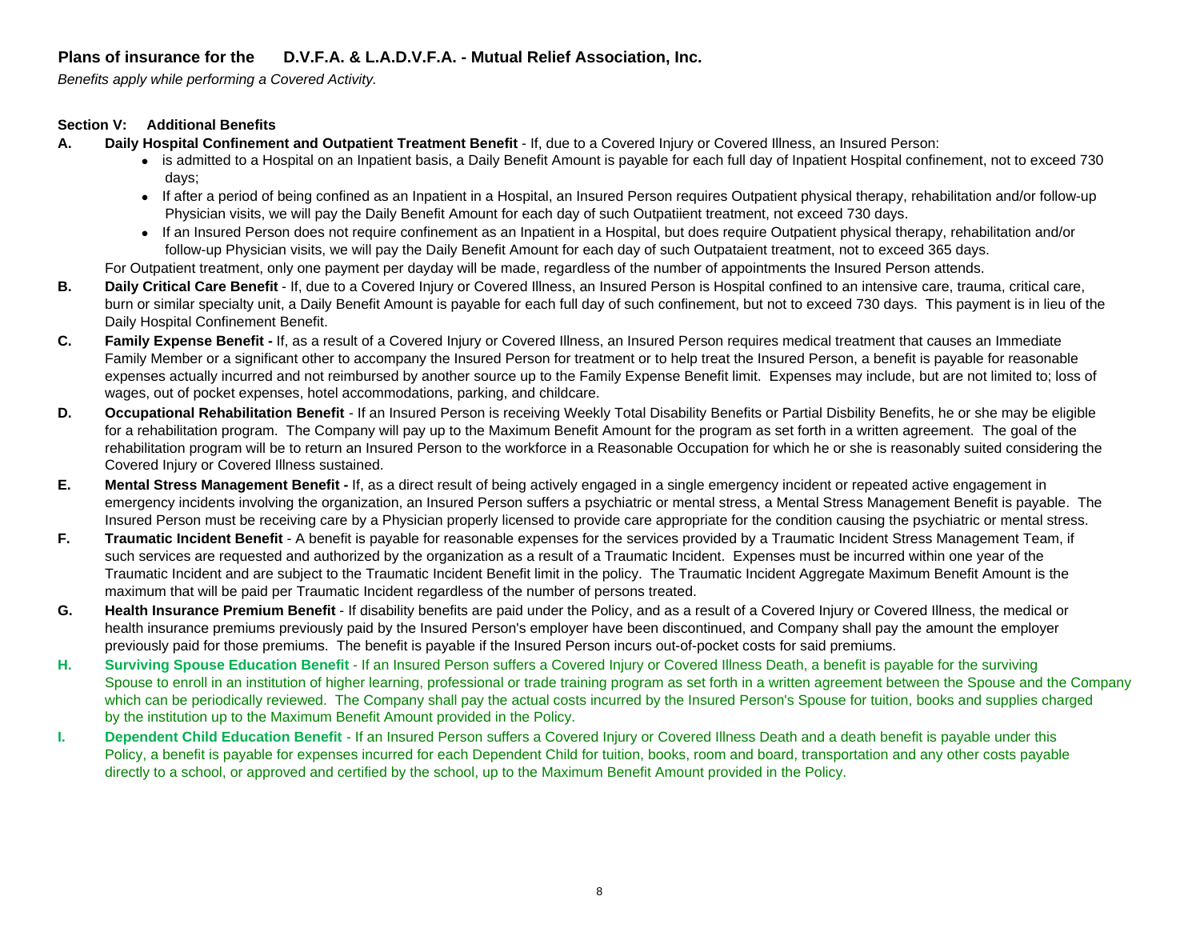**Plans of insurance for the D.V.F.A. & L.A.D.V.F.A. - Mutual Relief Association, Inc.**

*Benefits apply while performing a Covered Activity.*

**Section V: Additional Benefits**

**A. Daily Hospital Confinement and Outpatient Treatment Benefit** - If, due to a Covered Injury or Covered Illness, an Insured Person:

- is admitted to a Hospital on an Inpatient basis, a Daily Benefit Amount is payable for each full day of Inpatient Hospital confinement, not to exceed 730 days;
- If after a period of being confined as an Inpatient in a Hospital, an Insured Person requires Outpatient physical therapy, rehabilitation and/or follow-up Physician visits, we will pay the Daily Benefit Amount for each day of such Outpatiient treatment, not exceed 730 days.
- If an Insured Person does not require confinement as an Inpatient in a Hospital, but does require Outpatient physical therapy, rehabilitation and/or follow-up Physician visits, we will pay the Daily Benefit Amount for each day of such Outpataient treatment, not to exceed 365 days.

For Outpatient treatment, only one payment per dayday will be made, regardless of the number of appointments the Insured Person attends.

**B. Daily Critical Care Benefit** - If, due to a Covered Injury or Covered Illness, an Insured Person is Hospital confined to an intensive care, trauma, critical care, burn or similar specialty unit, a Daily Benefit Amount is payable for each full day of such confinement, but not to exceed 730 days. This payment is in lieu of the Daily Hospital Confinement Benefit.

**C. Family Expense Benefit -** If, as a result of a Covered Injury or Covered Illness, an Insured Person requires medical treatment that causes an Immediate Family Member or a significant other to accompany the Insured Person for treatment or to help treat the Insured Person, a benefit is payable for reasonable expenses actually incurred and not reimbursed by another source up to the Family Expense Benefit limit. Expenses may include, but are not limited to; loss of wages, out of pocket expenses, hotel accommodations, parking, and childcare.

**D. Occupational Rehabilitation Benefit** - If an Insured Person is receiving Weekly Total Disability Benefits or Partial Disbility Benefits, he or she may be eligible for a rehabilitation program. The Company will pay up to the Maximum Benefit Amount for the program as set forth in a written agreement. The goal of the rehabilitation program will be to return an Insured Person to the workforce in a Reasonable Occupation for which he or she is reasonably suited considering the Covered Injury or Covered Illness sustained.

**E. Mental Stress Management Benefit -** If, as a direct result of being actively engaged in a single emergency incident or repeated active engagement in emergency incidents involving the organization, an Insured Person suffers a psychiatric or mental stress, a Mental Stress Management Benefit is payable. The Insured Person must be receiving care by a Physician properly licensed to provide care appropriate for the condition causing the psychiatric or mental stress.

**F. Traumatic Incident Benefit** - A benefit is payable for reasonable expenses for the services provided by a Traumatic Incident Stress Management Team, if such services are requested and authorized by the organization as a result of a Traumatic Incident. Expenses must be incurred within one year of the Traumatic Incident and are subject to the Traumatic Incident Benefit limit in the policy. The Traumatic Incident Aggregate Maximum Benefit Amount is the maximum that will be paid per Traumatic Incident regardless of the number of persons treated.

**G. Health Insurance Premium Benefit** - If disability benefits are paid under the Policy, and as a result of a Covered Injury or Covered Illness, the medical or health insurance premiums previously paid by the Insured Person's employer have been discontinued, and Company shall pay the amount the employer previously paid for those premiums. The benefit is payable if the Insured Person incurs out-of-pocket costs for said premiums.

**H. Surviving Spouse Education Benefit** - If an Insured Person suffers a Covered Injury or Covered Illness Death, a benefit is payable for the surviving Spouse to enroll in an institution of higher learning, professional or trade training program as set forth in a written agreement between the Spouse and the Company which can be periodically reviewed. The Company shall pay the actual costs incurred by the Insured Person's Spouse for tuition, books and supplies charged by the institution up to the Maximum Benefit Amount provided in the Policy.

**I. Dependent Child Education Benefit** - If an Insured Person suffers a Covered Injury or Covered Illness Death and a death benefit is payable under this Policy, a benefit is payable for expenses incurred for each Dependent Child for tuition, books, room and board, transportation and any other costs payable directly to a school, or approved and certified by the school, up to the Maximum Benefit Amount provided in the Policy.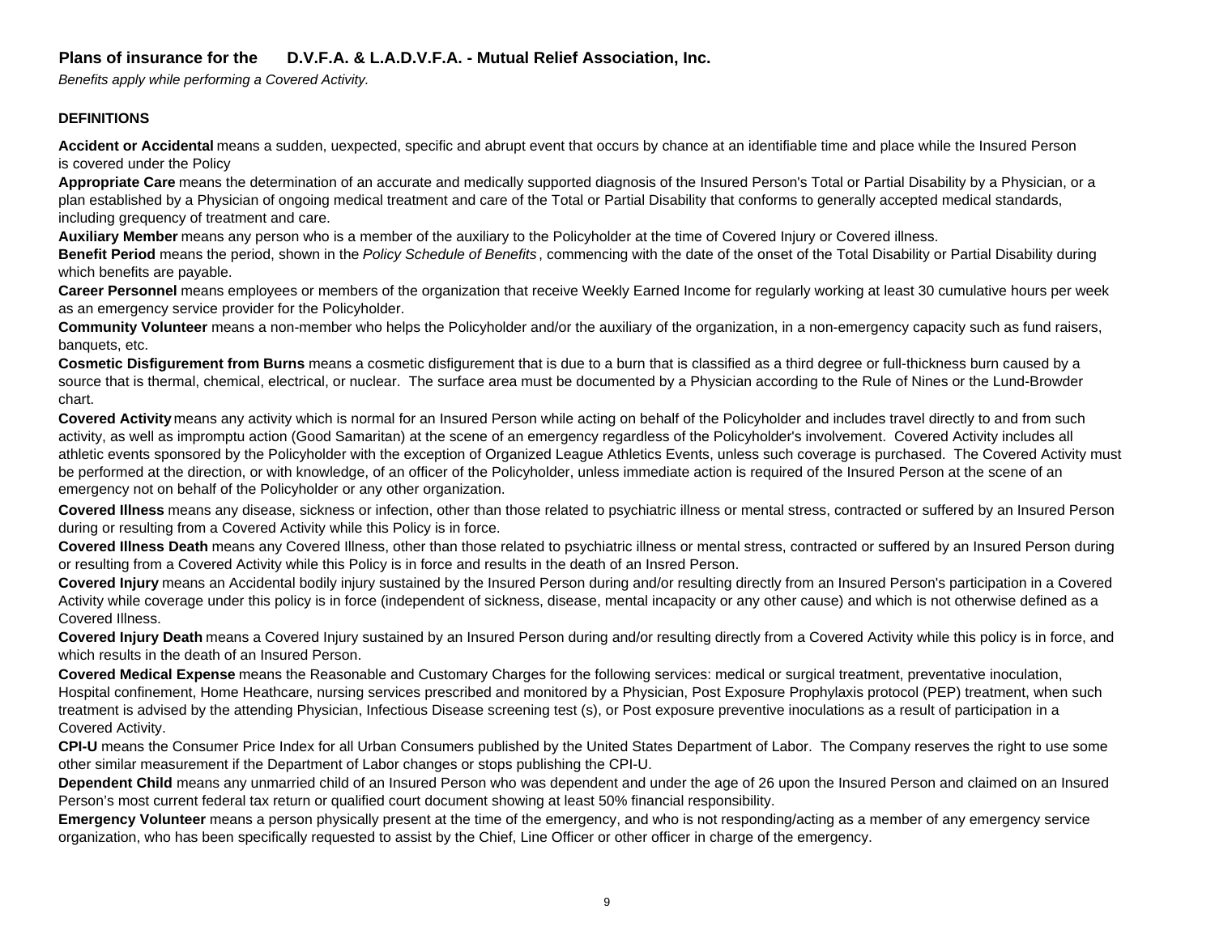**Plans of insurance for the D.V.F.A. & L.A.D.V.F.A. - Mutual Relief Association, Inc.**

*Benefits apply while performing a Covered Activity.*

**DEFINITIONS**

**Accident or Accidental** means a sudden, uexpected, specific and abrupt event that occurs by chance at an identifiable time and place while the Insured Person is covered under the Policy

**Appropriate Care** means the determination of an accurate and medically supported diagnosis of the Insured Person's Total or Partial Disability by a Physician, or a plan established by a Physician of ongoing medical treatment and care of the Total or Partial Disability that conforms to generally accepted medical standards, including grequency of treatment and care.

**Auxiliary Member** means any person who is a member of the auxiliary to the Policyholder at the time of Covered Injury or Covered illness.

**Benefit Period** means the period, shown in the *Policy Schedule of Benefits*, commencing with the date of the onset of the Total Disability or Partial Disability during which benefits are payable.

**Career Personnel** means employees or members of the organization that receive Weekly Earned Income for regularly working at least 30 cumulative hours per week as an emergency service provider for the Policyholder.

**Community Volunteer** means a non-member who helps the Policyholder and/or the auxiliary of the organization, in a non-emergency capacity such as fund raisers, banquets, etc.

**Cosmetic Disfigurement from Burns** means a cosmetic disfigurement that is due to a burn that is classified as a third degree or full-thickness burn caused by a source that is thermal, chemical, electrical, or nuclear. The surface area must be documented by a Physician according to the Rule of Nines or the Lund-Browder chart.

**Covered Activity** means any activity which is normal for an Insured Person while acting on behalf of the Policyholder and includes travel directly to and from such activity, as well as impromptu action (Good Samaritan) at the scene of an emergency regardless of the Policyholder's involvement. Covered Activity includes all athletic events sponsored by the Policyholder with the exception of Organized League Athletics Events, unless such coverage is purchased. The Covered Activity must be performed at the direction, or with knowledge, of an officer of the Policyholder, unless immediate action is required of the Insured Person at the scene of an emergency not on behalf of the Policyholder or any other organization.

**Covered Illness** means any disease, sickness or infection, other than those related to psychiatric illness or mental stress, contracted or suffered by an Insured Person during or resulting from a Covered Activity while this Policy is in force.

**Covered Illness Death** means any Covered Illness, other than those related to psychiatric illness or mental stress, contracted or suffered by an Insured Person during or resulting from a Covered Activity while this Policy is in force and results in the death of an Insred Person.

**Covered Injury** means an Accidental bodily injury sustained by the Insured Person during and/or resulting directly from an Insured Person's participation in a Covered Activity while coverage under this policy is in force (independent of sickness, disease, mental incapacity or any other cause) and which is not otherwise defined as a Covered Illness.

**Covered Injury Death** means a Covered Injury sustained by an Insured Person during and/or resulting directly from a Covered Activity while this policy is in force, and which results in the death of an Insured Person.

**Covered Medical Expense** means the Reasonable and Customary Charges for the following services: medical or surgical treatment, preventative inoculation, Hospital confinement, Home Heathcare, nursing services prescribed and monitored by a Physician, Post Exposure Prophylaxis protocol (PEP) treatment, when such treatment is advised by the attending Physician, Infectious Disease screening test (s), or Post exposure preventive inoculations as a result of participation in a Covered Activity.

**CPI-U** means the Consumer Price Index for all Urban Consumers published by the United States Department of Labor. The Company reserves the right to use some other similar measurement if the Department of Labor changes or stops publishing the CPI-U.

**Dependent Child** means any unmarried child of an Insured Person who was dependent and under the age of 26 upon the Insured Person and claimed on an Insured Person's most current federal tax return or qualified court document showing at least 50% financial responsibility.

**Emergency Volunteer** means a person physically present at the time of the emergency, and who is not responding/acting as a member of any emergency service organization, who has been specifically requested to assist by the Chief, Line Officer or other officer in charge of the emergency.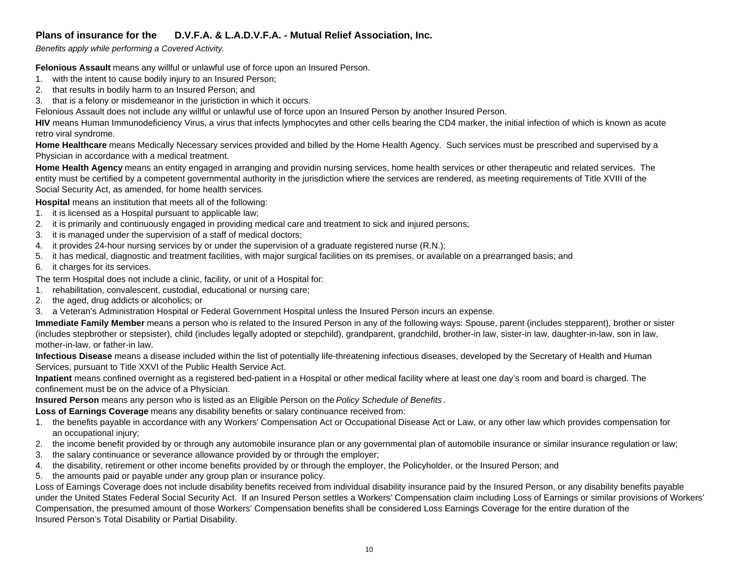**Plans of insurance for the D.V.F.A. & L.A.D.V.F.A. - Mutual Relief Association, Inc.**

*Benefits apply while performing a Covered Activity.*

**Felonious Assault** means any willful or unlawful use of force upon an Insured Person.

1. with the intent to cause bodily injury to an Insured Person;
2. that results in bodily harm to an Insured Person; and
3. that is a felony or misdemeanor in the juristiction in which it occurs.

Felonious Assault does not include any willful or unlawful use of force upon an Insured Person by another Insured Person.

**HIV** means Human Immunodeficiency Virus, a virus that infects lymphocytes and other cells bearing the CD4 marker, the initial infection of which is known as acute retro viral syndrome.

**Home Healthcare** means Medically Necessary services provided and billed by the Home Health Agency. Such services must be prescribed and supervised by a Physician in accordance with a medical treatment.

**Home Health Agency** means an entity engaged in arranging and providin nursing services, home health services or other therapeutic and related services. The entity must be certified by a competent governmental authority in the jurisdiction where the services are rendered, as meeting requirements of Title XVIII of the Social Security Act, as amended, for home health services.

**Hospital** means an institution that meets all of the following:

1. it is licensed as a Hospital pursuant to applicable law;
2. it is primarily and continuously engaged in providing medical care and treatment to sick and injured persons;
3. it is managed under the supervision of a staff of medical doctors;
4. it provides 24-hour nursing services by or under the supervision of a graduate registered nurse (R.N.);
5. it has medical, diagnostic and treatment facilities, with major surgical facilities on its premises, or available on a prearranged basis; and
6. it charges for its services.

The term Hospital does not include a clinic, facility, or unit of a Hospital for:

1. rehabilitation, convalescent, custodial, educational or nursing care;
2. the aged, drug addicts or alcoholics; or
3. a Veteran's Administration Hospital or Federal Government Hospital unless the Insured Person incurs an expense.

**Immediate Family Member** means a person who is related to the Insured Person in any of the following ways: Spouse, parent (includes stepparent), brother or sister (includes stepbrother or stepsister), child (includes legally adopted or stepchild), grandparent, grandchild, brother-in law, sister-in law, daughter-in-law, son in law, mother-in-law, or father-in law.

**Infectious Disease** means a disease included within the list of potentially life-threatening infectious diseases, developed by the Secretary of Health and Human Services, pursuant to Title XXVI of the Public Health Service Act.

**Inpatient** means confined overnight as a registered bed-patient in a Hospital or other medical facility where at least one day's room and board is charged. The confinement must be on the advice of a Physician.

**Insured Person** means any person who is listed as an Eligible Person on the *Policy Schedule of Benefits*.

**Loss of Earnings Coverage** means any disability benefits or salary continuance received from:

1. the benefits payable in accordance with any Workers' Compensation Act or Occupational Disease Act or Law, or any other law which provides compensation for an occupational injury;
2. the income benefit provided by or through any automobile insurance plan or any governmental plan of automobile insurance or similar insurance regulation or law;
3. the salary continuance or severance allowance provided by or through the employer;
4. the disability, retirement or other income benefits provided by or through the employer, the Policyholder, or the Insured Person; and
5. the amounts paid or payable under any group plan or insurance policy.

Loss of Earnings Coverage does not include disability benefits received from individual disability insurance paid by the Insured Person, or any disability benefits payable under the United States Federal Social Security Act. If an Insured Person settles a Workers' Compensation claim including Loss of Earnings or similar provisions of Workers' Compensation, the presumed amount of those Workers' Compensation benefits shall be considered Loss Earnings Coverage for the entire duration of the Insured Person's Total Disability or Partial Disability.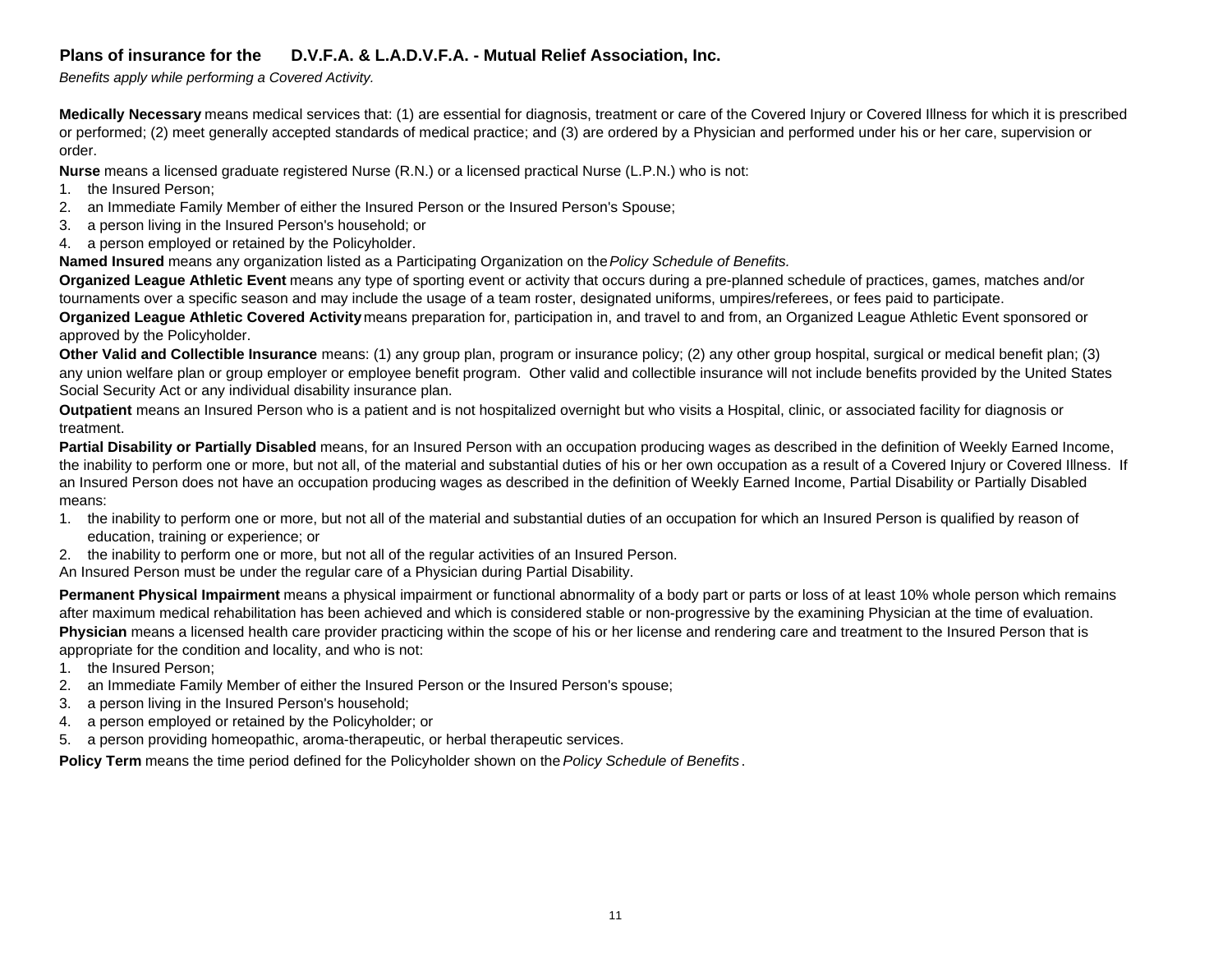**Plans of insurance for the D.V.F.A. & L.A.D.V.F.A. - Mutual Relief Association, Inc.**

*Benefits apply while performing a Covered Activity.*

**Medically Necessary** means medical services that: (1) are essential for diagnosis, treatment or care of the Covered Injury or Covered Illness for which it is prescribed or performed; (2) meet generally accepted standards of medical practice; and (3) are ordered by a Physician and performed under his or her care, supervision or order.

**Nurse** means a licensed graduate registered Nurse (R.N.) or a licensed practical Nurse (L.P.N.) who is not:

1. the Insured Person;
2. an Immediate Family Member of either the Insured Person or the Insured Person's Spouse;
3. a person living in the Insured Person's household; or
4. a person employed or retained by the Policyholder.

**Named Insured** means any organization listed as a Participating Organization on the *Policy Schedule of Benefits.*

**Organized League Athletic Event** means any type of sporting event or activity that occurs during a pre-planned schedule of practices, games, matches and/or tournaments over a specific season and may include the usage of a team roster, designated uniforms, umpires/referees, or fees paid to participate.

**Organized League Athletic Covered Activity** means preparation for, participation in, and travel to and from, an Organized League Athletic Event sponsored or approved by the Policyholder.

**Other Valid and Collectible Insurance** means: (1) any group plan, program or insurance policy; (2) any other group hospital, surgical or medical benefit plan; (3) any union welfare plan or group employer or employee benefit program. Other valid and collectible insurance will not include benefits provided by the United States Social Security Act or any individual disability insurance plan.

**Outpatient** means an Insured Person who is a patient and is not hospitalized overnight but who visits a Hospital, clinic, or associated facility for diagnosis or treatment.

**Partial Disability or Partially Disabled** means, for an Insured Person with an occupation producing wages as described in the definition of Weekly Earned Income, the inability to perform one or more, but not all, of the material and substantial duties of his or her own occupation as a result of a Covered Injury or Covered Illness. If an Insured Person does not have an occupation producing wages as described in the definition of Weekly Earned Income, Partial Disability or Partially Disabled means:

1. the inability to perform one or more, but not all of the material and substantial duties of an occupation for which an Insured Person is qualified by reason of education, training or experience; or
2. the inability to perform one or more, but not all of the regular activities of an Insured Person.

An Insured Person must be under the regular care of a Physician during Partial Disability.

**Permanent Physical Impairment** means a physical impairment or functional abnormality of a body part or parts or loss of at least 10% whole person which remains after maximum medical rehabilitation has been achieved and which is considered stable or non-progressive by the examining Physician at the time of evaluation.

**Physician** means a licensed health care provider practicing within the scope of his or her license and rendering care and treatment to the Insured Person that is appropriate for the condition and locality, and who is not:

1. the Insured Person;
2. an Immediate Family Member of either the Insured Person or the Insured Person's spouse;
3. a person living in the Insured Person's household;
4. a person employed or retained by the Policyholder; or
5. a person providing homeopathic, aroma-therapeutic, or herbal therapeutic services.

**Policy Term** means the time period defined for the Policyholder shown on the *Policy Schedule of Benefits*.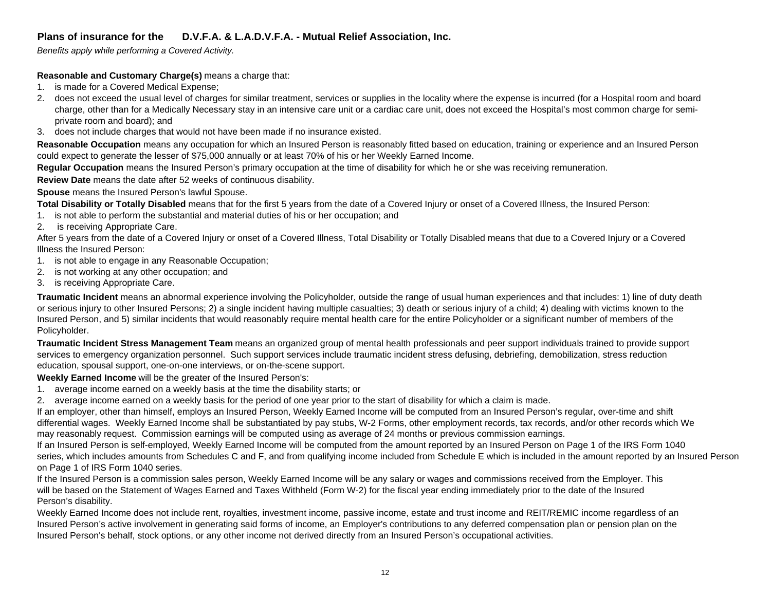**Plans of insurance for the D.V.F.A. & L.A.D.V.F.A. - Mutual Relief Association, Inc.**

*Benefits apply while performing a Covered Activity.*

**Reasonable and Customary Charge(s)** means a charge that:

1. is made for a Covered Medical Expense;
2. does not exceed the usual level of charges for similar treatment, services or supplies in the locality where the expense is incurred (for a Hospital room and board charge, other than for a Medically Necessary stay in an intensive care unit or a cardiac care unit, does not exceed the Hospital's most common charge for semi-private room and board); and
3. does not include charges that would not have been made if no insurance existed.

**Reasonable Occupation** means any occupation for which an Insured Person is reasonably fitted based on education, training or experience and an Insured Person could expect to generate the lesser of $75,000 annually or at least 70% of his or her Weekly Earned Income.

**Regular Occupation** means the Insured Person's primary occupation at the time of disability for which he or she was receiving remuneration.

**Review Date** means the date after 52 weeks of continuous disability.

**Spouse** means the Insured Person's lawful Spouse.

**Total Disability or Totally Disabled** means that for the first 5 years from the date of a Covered Injury or onset of a Covered Illness, the Insured Person:

1. is not able to perform the substantial and material duties of his or her occupation; and
2. is receiving Appropriate Care.

After 5 years from the date of a Covered Injury or onset of a Covered Illness, Total Disability or Totally Disabled means that due to a Covered Injury or a Covered Illness the Insured Person:

1. is not able to engage in any Reasonable Occupation;
2. is not working at any other occupation; and
3. is receiving Appropriate Care.

**Traumatic Incident** means an abnormal experience involving the Policyholder, outside the range of usual human experiences and that includes: 1) line of duty death or serious injury to other Insured Persons; 2) a single incident having multiple casualties; 3) death or serious injury of a child; 4) dealing with victims known to the Insured Person, and 5) similar incidents that would reasonably require mental health care for the entire Policyholder or a significant number of members of the Policyholder.

**Traumatic Incident Stress Management Team** means an organized group of mental health professionals and peer support individuals trained to provide support services to emergency organization personnel. Such support services include traumatic incident stress defusing, debriefing, demobilization, stress reduction education, spousal support, one-on-one interviews, or on-the-scene support.

**Weekly Earned Income** will be the greater of the Insured Person's:

1. average income earned on a weekly basis at the time the disability starts; or
2. average income earned on a weekly basis for the period of one year prior to the start of disability for which a claim is made.

If an employer, other than himself, employs an Insured Person, Weekly Earned Income will be computed from an Insured Person's regular, over-time and shift differential wages. Weekly Earned Income shall be substantiated by pay stubs, W-2 Forms, other employment records, tax records, and/or other records which We may reasonably request. Commission earnings will be computed using as average of 24 months or previous commission earnings.

If an Insured Person is self-employed, Weekly Earned Income will be computed from the amount reported by an Insured Person on Page 1 of the IRS Form 1040 series, which includes amounts from Schedules C and F, and from qualifying income included from Schedule E which is included in the amount reported by an Insured Person on Page 1 of IRS Form 1040 series.

If the Insured Person is a commission sales person, Weekly Earned Income will be any salary or wages and commissions received from the Employer. This will be based on the Statement of Wages Earned and Taxes Withheld (Form W-2) for the fiscal year ending immediately prior to the date of the Insured Person's disability.

Weekly Earned Income does not include rent, royalties, investment income, passive income, estate and trust income and REIT/REMIC income regardless of an Insured Person's active involvement in generating said forms of income, an Employer's contributions to any deferred compensation plan or pension plan on the Insured Person's behalf, stock options, or any other income not derived directly from an Insured Person's occupational activities.